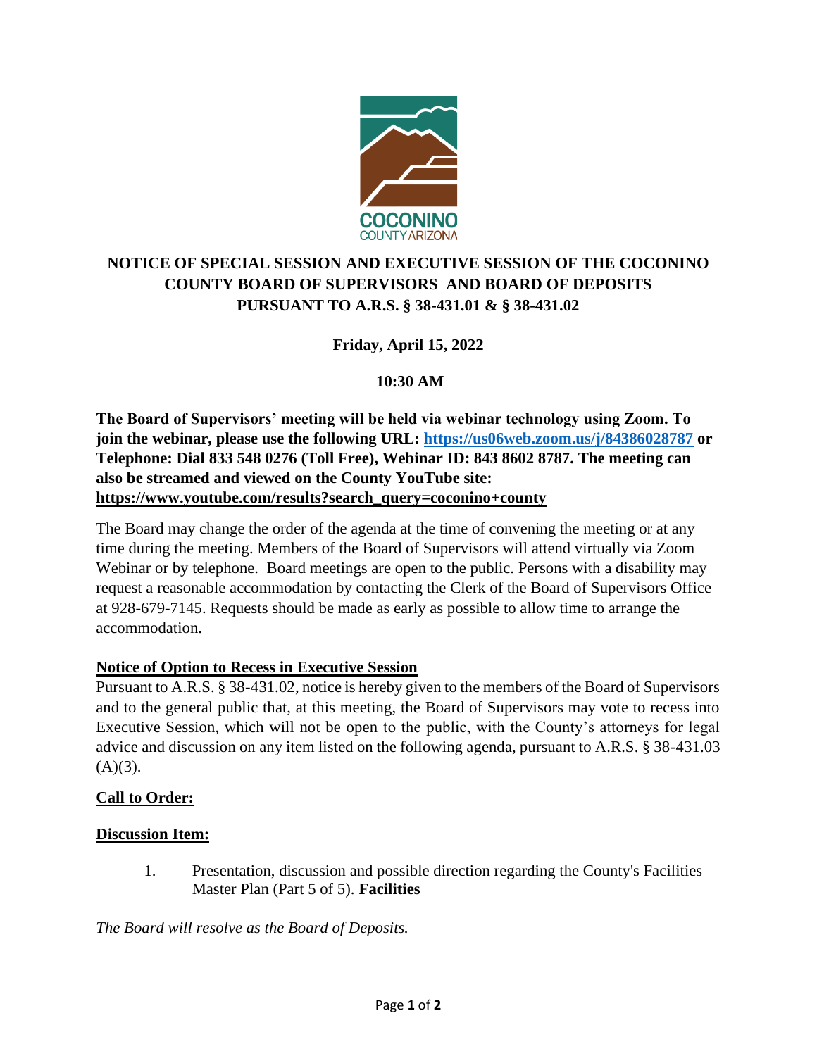# NOTICE OF SPECIAL SESSION AND EXECUTIVE SESSION OF THE COCONINO COUNTY BOARD OF SUPERVISORS AND BOARD OF DEPOSITS PURSUANT TO A.R.S. § 38-431.01 & § 38-431.02

**Friday, April 15, 2022**

**10:30 AM**

**The Board of Supervisors' meeting will be held via webinar technology using Zoom. To join the webinar, please use the following URL: https://us06web.zoom.us/j/84386028787 or Telephone: Dial 833 548 0276 (Toll Free), Webinar ID: 843 8602 8787. The meeting can also be streamed and viewed on the County YouTube site: https://www.youtube.com/results?search_query=coconino+county**

The Board may change the order of the agenda at the time of convening the meeting or at any time during the meeting. Members of the Board of Supervisors will attend virtually via Zoom Webinar or by telephone. Board meetings are open to the public. Persons with a disability may request a reasonable accommodation by contacting the Clerk of the Board of Supervisors Office at 928-679-7145. Requests should be made as early as possible to allow time to arrange the accommodation.

## Notice of Option to Recess in Executive Session

Pursuant to A.R.S. § 38-431.02, notice is hereby given to the members of the Board of Supervisors and to the general public that, at this meeting, the Board of Supervisors may vote to recess into Executive Session, which will not be open to the public, with the County's attorneys for legal advice and discussion on any item listed on the following agenda, pursuant to A.R.S. § 38-431.03 (A)(3).

## Call to Order:

## Discussion Item:

1. Presentation, discussion and possible direction regarding the County's Facilities Master Plan (Part 5 of 5). **Facilities**

*The Board will resolve as the Board of Deposits.*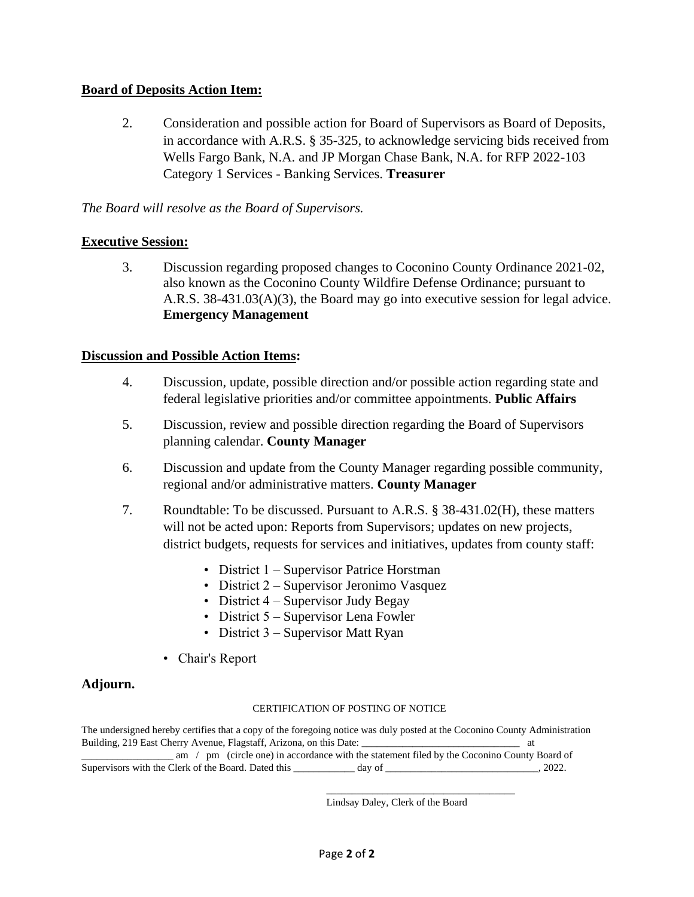**Board of Deposits Action Item:**

2. Consideration and possible action for Board of Supervisors as Board of Deposits, in accordance with A.R.S. § 35-325, to acknowledge servicing bids received from Wells Fargo Bank, N.A. and JP Morgan Chase Bank, N.A. for RFP 2022-103 Category 1 Services - Banking Services. **Treasurer**

*The Board will resolve as the Board of Supervisors.*

**Executive Session:**

3. Discussion regarding proposed changes to Coconino County Ordinance 2021-02, also known as the Coconino County Wildfire Defense Ordinance; pursuant to A.R.S. 38-431.03(A)(3), the Board may go into executive session for legal advice. **Emergency Management**

**Discussion and Possible Action Items:**

4. Discussion, update, possible direction and/or possible action regarding state and federal legislative priorities and/or committee appointments. **Public Affairs**

5. Discussion, review and possible direction regarding the Board of Supervisors planning calendar. **County Manager**

6. Discussion and update from the County Manager regarding possible community, regional and/or administrative matters. **County Manager**

7. Roundtable: To be discussed. Pursuant to A.R.S. § 38-431.02(H), these matters will not be acted upon: Reports from Supervisors; updates on new projects, district budgets, requests for services and initiatives, updates from county staff:

    - District 1 – Supervisor Patrice Horstman
    - District 2 – Supervisor Jeronimo Vasquez
    - District 4 – Supervisor Judy Begay
    - District 5 – Supervisor Lena Fowler
    - District 3 – Supervisor Matt Ryan

- Chair's Report

**Adjourn.**

CERTIFICATION OF POSTING OF NOTICE

The undersigned hereby certifies that a copy of the foregoing notice was duly posted at the Coconino County Administration Building, 219 East Cherry Avenue, Flagstaff, Arizona, on this Date: ______________________________ at __________________ am / pm (circle one) in accordance with the statement filed by the Coconino County Board of Supervisors with the Clerk of the Board. Dated this ____________ day of ______________________________, 2022.

___________________________________

Lindsay Daley, Clerk of the Board